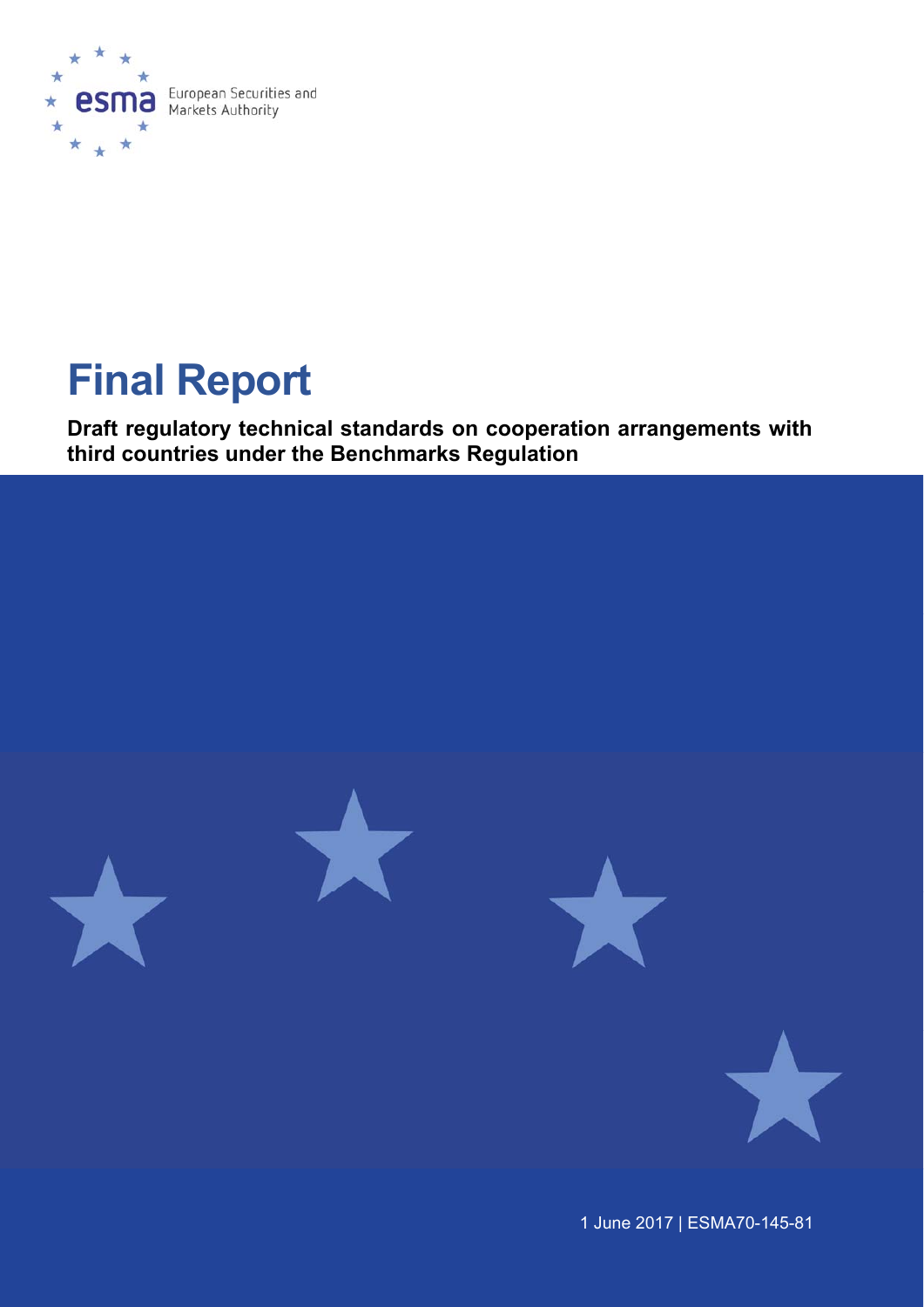European Securities and Markets Authority

# Final Report

**Draft regulatory technical standards on cooperation arrangements with third countries under the Benchmarks Regulation**

1 June 2017 | ESMA70-145-81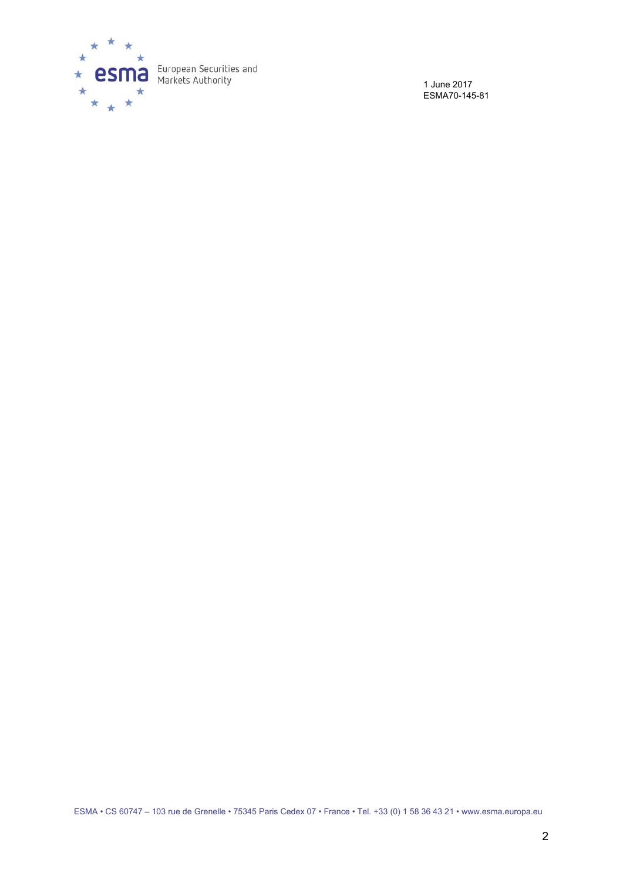1 June 2017
ESMA70-145-81

ESMA • CS 60747 – 103 rue de Grenelle • 75345 Paris Cedex 07 • France • Tel. +33 (0) 1 58 36 43 21 • www.esma.europa.eu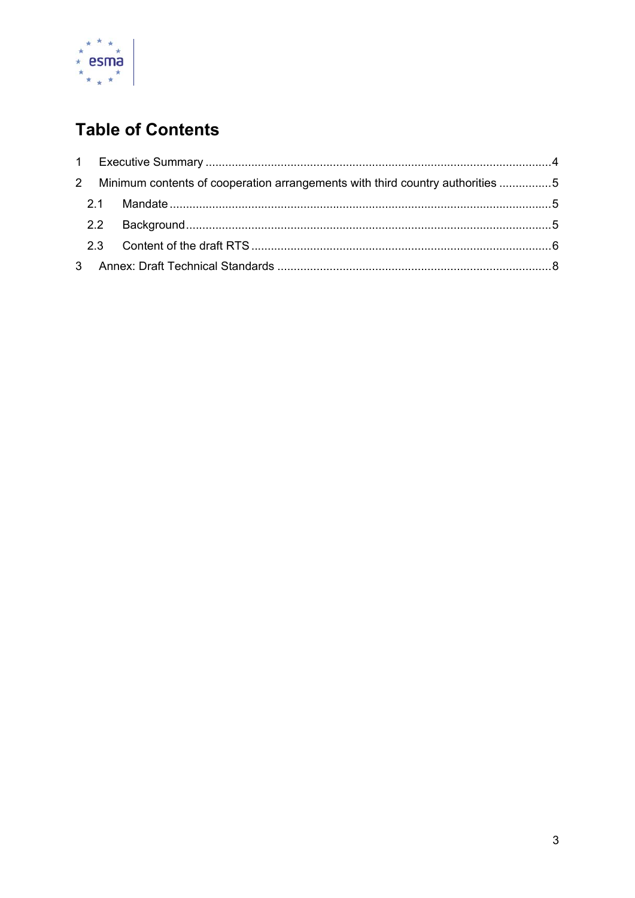# Table of Contents

1 Executive Summary ........................................................................................................4

2 Minimum contents of cooperation arrangements with third country authorities ................5

2.1 Mandate ...................................................................................................................5

2.2 Background..............................................................................................................5

2.3 Content of the draft RTS ..........................................................................................6

3 Annex: Draft Technical Standards ...................................................................................8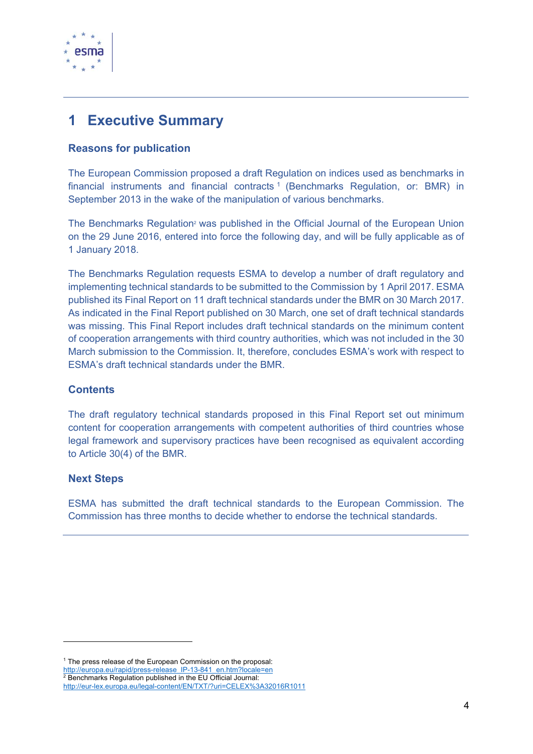# 1 Executive Summary

## Reasons for publication

The European Commission proposed a draft Regulation on indices used as benchmarks in financial instruments and financial contracts [1] (Benchmarks Regulation, or: BMR) in September 2013 in the wake of the manipulation of various benchmarks.

The Benchmarks Regulation[2] was published in the Official Journal of the European Union on the 29 June 2016, entered into force the following day, and will be fully applicable as of 1 January 2018.

The Benchmarks Regulation requests ESMA to develop a number of draft regulatory and implementing technical standards to be submitted to the Commission by 1 April 2017. ESMA published its Final Report on 11 draft technical standards under the BMR on 30 March 2017. As indicated in the Final Report published on 30 March, one set of draft technical standards was missing. This Final Report includes draft technical standards on the minimum content of cooperation arrangements with third country authorities, which was not included in the 30 March submission to the Commission. It, therefore, concludes ESMA's work with respect to ESMA's draft technical standards under the BMR.

## Contents

The draft regulatory technical standards proposed in this Final Report set out minimum content for cooperation arrangements with competent authorities of third countries whose legal framework and supervisory practices have been recognised as equivalent according to Article 30(4) of the BMR.

## Next Steps

ESMA has submitted the draft technical standards to the European Commission. The Commission has three months to decide whether to endorse the technical standards.

---

[1] The press release of the European Commission on the proposal: http://europa.eu/rapid/press-release_IP-13-841_en.htm?locale=en

[2] Benchmarks Regulation published in the EU Official Journal: http://eur-lex.europa.eu/legal-content/EN/TXT/?uri=CELEX%3A32016R1011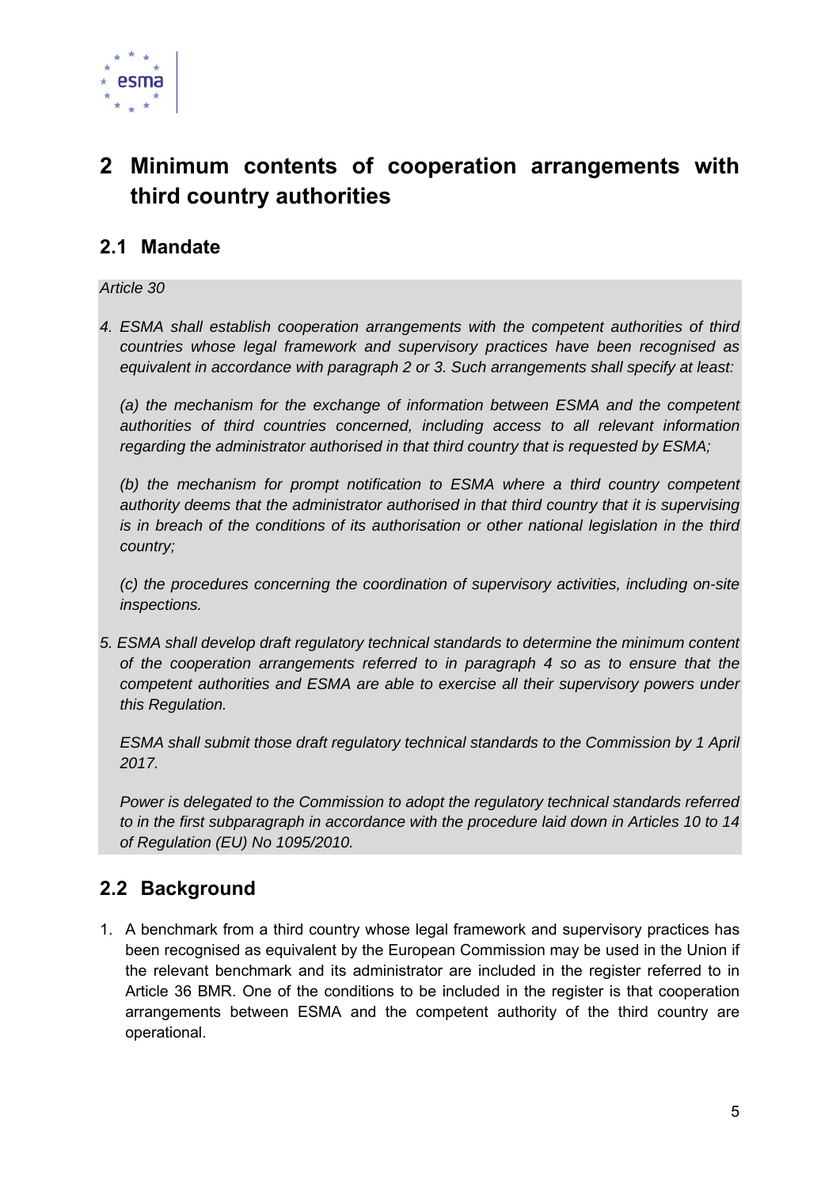# 2 Minimum contents of cooperation arrangements with third country authorities

## 2.1 Mandate

*Article 30*

*4. ESMA shall establish cooperation arrangements with the competent authorities of third countries whose legal framework and supervisory practices have been recognised as equivalent in accordance with paragraph 2 or 3. Such arrangements shall specify at least:*

*(a) the mechanism for the exchange of information between ESMA and the competent authorities of third countries concerned, including access to all relevant information regarding the administrator authorised in that third country that is requested by ESMA;*

*(b) the mechanism for prompt notification to ESMA where a third country competent authority deems that the administrator authorised in that third country that it is supervising is in breach of the conditions of its authorisation or other national legislation in the third country;*

*(c) the procedures concerning the coordination of supervisory activities, including on-site inspections.*

*5. ESMA shall develop draft regulatory technical standards to determine the minimum content of the cooperation arrangements referred to in paragraph 4 so as to ensure that the competent authorities and ESMA are able to exercise all their supervisory powers under this Regulation.*

*ESMA shall submit those draft regulatory technical standards to the Commission by 1 April 2017.*

*Power is delegated to the Commission to adopt the regulatory technical standards referred to in the first subparagraph in accordance with the procedure laid down in Articles 10 to 14 of Regulation (EU) No 1095/2010.*

## 2.2 Background

1. A benchmark from a third country whose legal framework and supervisory practices has been recognised as equivalent by the European Commission may be used in the Union if the relevant benchmark and its administrator are included in the register referred to in Article 36 BMR. One of the conditions to be included in the register is that cooperation arrangements between ESMA and the competent authority of the third country are operational.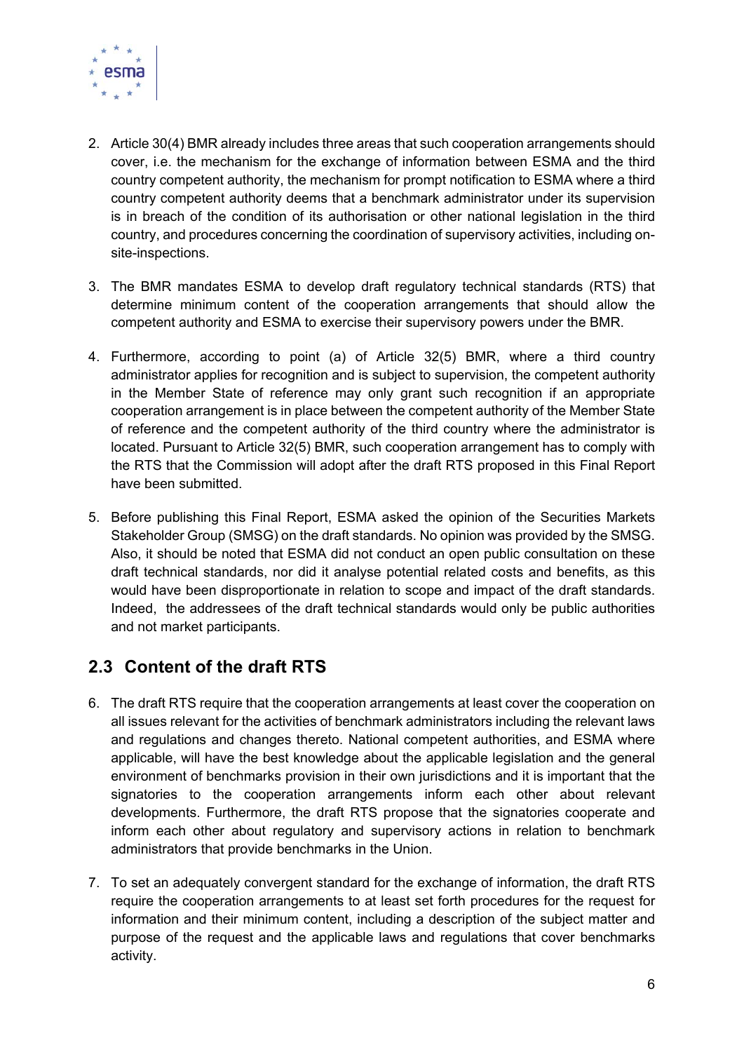2. Article 30(4) BMR already includes three areas that such cooperation arrangements should cover, i.e. the mechanism for the exchange of information between ESMA and the third country competent authority, the mechanism for prompt notification to ESMA where a third country competent authority deems that a benchmark administrator under its supervision is in breach of the condition of its authorisation or other national legislation in the third country, and procedures concerning the coordination of supervisory activities, including on-site-inspections.

3. The BMR mandates ESMA to develop draft regulatory technical standards (RTS) that determine minimum content of the cooperation arrangements that should allow the competent authority and ESMA to exercise their supervisory powers under the BMR.

4. Furthermore, according to point (a) of Article 32(5) BMR, where a third country administrator applies for recognition and is subject to supervision, the competent authority in the Member State of reference may only grant such recognition if an appropriate cooperation arrangement is in place between the competent authority of the Member State of reference and the competent authority of the third country where the administrator is located. Pursuant to Article 32(5) BMR, such cooperation arrangement has to comply with the RTS that the Commission will adopt after the draft RTS proposed in this Final Report have been submitted.

5. Before publishing this Final Report, ESMA asked the opinion of the Securities Markets Stakeholder Group (SMSG) on the draft standards. No opinion was provided by the SMSG. Also, it should be noted that ESMA did not conduct an open public consultation on these draft technical standards, nor did it analyse potential related costs and benefits, as this would have been disproportionate in relation to scope and impact of the draft standards. Indeed, the addressees of the draft technical standards would only be public authorities and not market participants.

## 2.3 Content of the draft RTS

6. The draft RTS require that the cooperation arrangements at least cover the cooperation on all issues relevant for the activities of benchmark administrators including the relevant laws and regulations and changes thereto. National competent authorities, and ESMA where applicable, will have the best knowledge about the applicable legislation and the general environment of benchmarks provision in their own jurisdictions and it is important that the signatories to the cooperation arrangements inform each other about relevant developments. Furthermore, the draft RTS propose that the signatories cooperate and inform each other about regulatory and supervisory actions in relation to benchmark administrators that provide benchmarks in the Union.

7. To set an adequately convergent standard for the exchange of information, the draft RTS require the cooperation arrangements to at least set forth procedures for the request for information and their minimum content, including a description of the subject matter and purpose of the request and the applicable laws and regulations that cover benchmarks activity.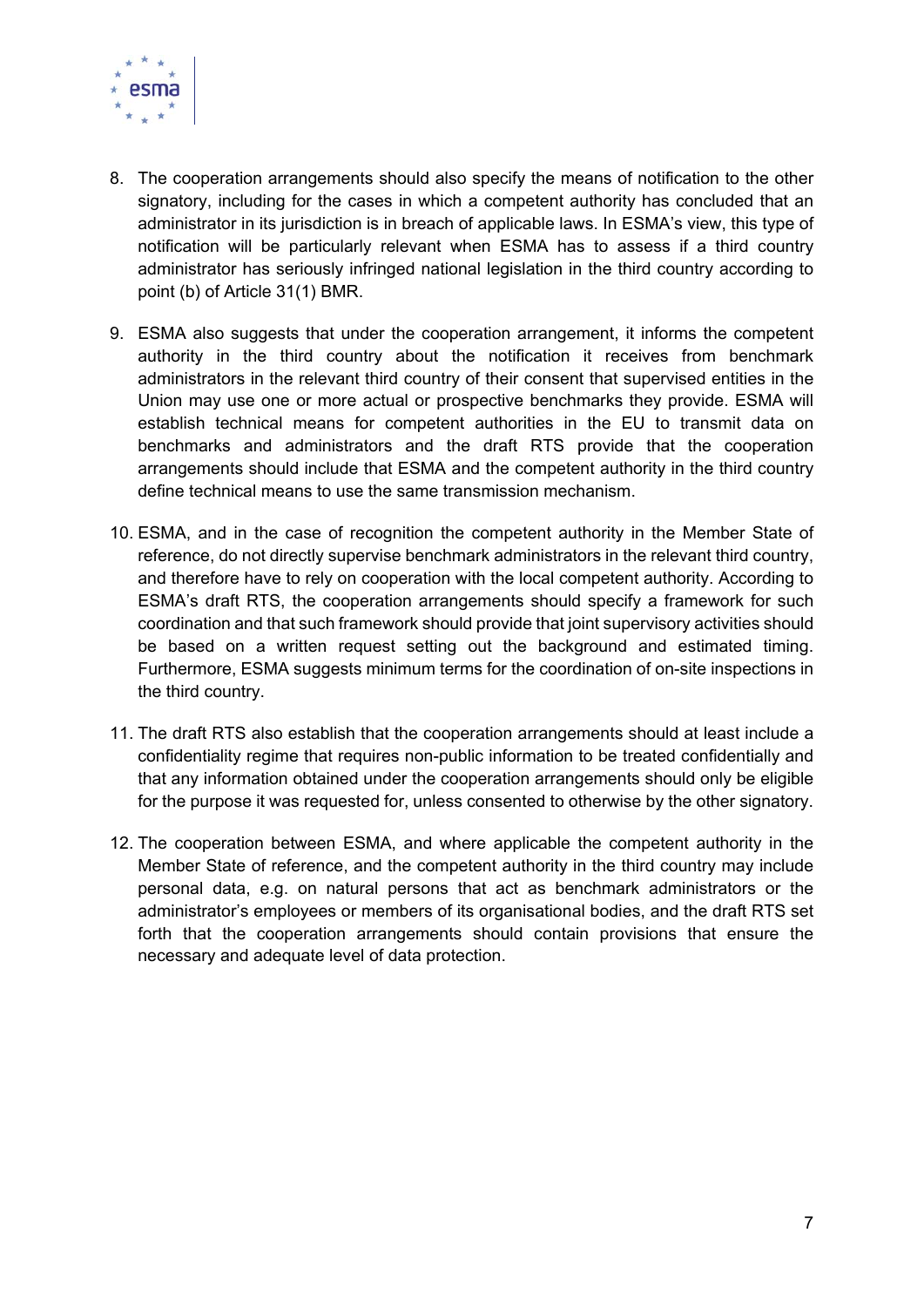8. The cooperation arrangements should also specify the means of notification to the other signatory, including for the cases in which a competent authority has concluded that an administrator in its jurisdiction is in breach of applicable laws. In ESMA's view, this type of notification will be particularly relevant when ESMA has to assess if a third country administrator has seriously infringed national legislation in the third country according to point (b) of Article 31(1) BMR.

9. ESMA also suggests that under the cooperation arrangement, it informs the competent authority in the third country about the notification it receives from benchmark administrators in the relevant third country of their consent that supervised entities in the Union may use one or more actual or prospective benchmarks they provide. ESMA will establish technical means for competent authorities in the EU to transmit data on benchmarks and administrators and the draft RTS provide that the cooperation arrangements should include that ESMA and the competent authority in the third country define technical means to use the same transmission mechanism.

10. ESMA, and in the case of recognition the competent authority in the Member State of reference, do not directly supervise benchmark administrators in the relevant third country, and therefore have to rely on cooperation with the local competent authority. According to ESMA's draft RTS, the cooperation arrangements should specify a framework for such coordination and that such framework should provide that joint supervisory activities should be based on a written request setting out the background and estimated timing. Furthermore, ESMA suggests minimum terms for the coordination of on-site inspections in the third country.

11. The draft RTS also establish that the cooperation arrangements should at least include a confidentiality regime that requires non-public information to be treated confidentially and that any information obtained under the cooperation arrangements should only be eligible for the purpose it was requested for, unless consented to otherwise by the other signatory.

12. The cooperation between ESMA, and where applicable the competent authority in the Member State of reference, and the competent authority in the third country may include personal data, e.g. on natural persons that act as benchmark administrators or the administrator's employees or members of its organisational bodies, and the draft RTS set forth that the cooperation arrangements should contain provisions that ensure the necessary and adequate level of data protection.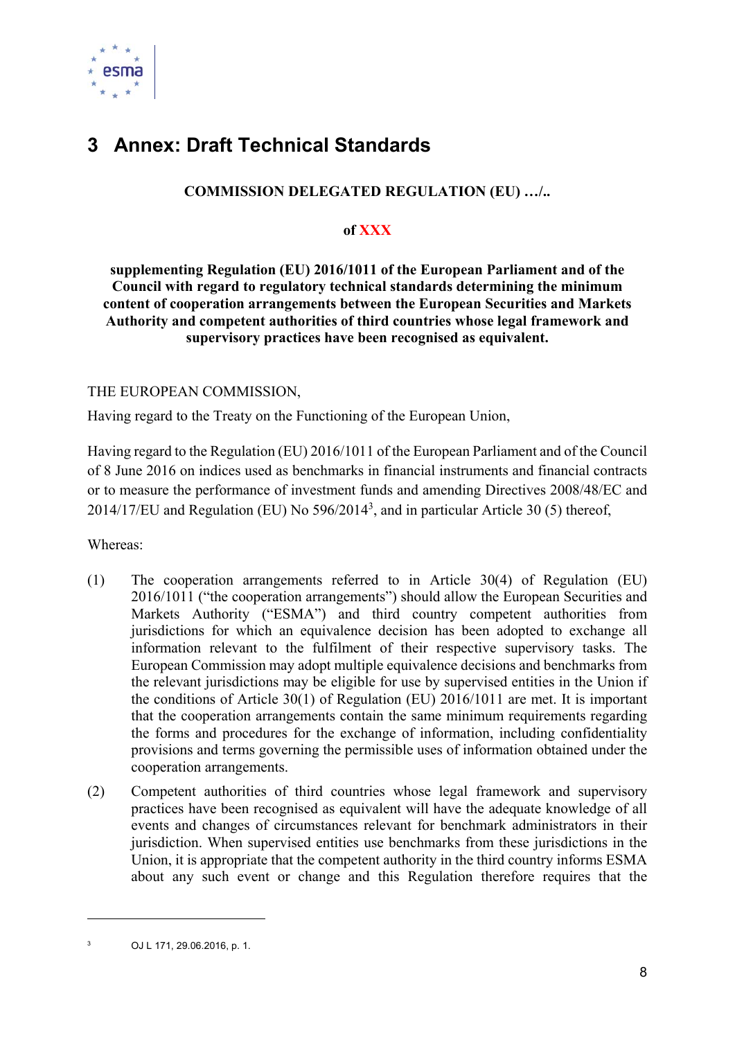# 3 Annex: Draft Technical Standards

**COMMISSION DELEGATED REGULATION (EU) …/..**

**of XXX**

**supplementing Regulation (EU) 2016/1011 of the European Parliament and of the Council with regard to regulatory technical standards determining the minimum content of cooperation arrangements between the European Securities and Markets Authority and competent authorities of third countries whose legal framework and supervisory practices have been recognised as equivalent.**

THE EUROPEAN COMMISSION,

Having regard to the Treaty on the Functioning of the European Union,

Having regard to the Regulation (EU) 2016/1011 of the European Parliament and of the Council of 8 June 2016 on indices used as benchmarks in financial instruments and financial contracts or to measure the performance of investment funds and amending Directives 2008/48/EC and 2014/17/EU and Regulation (EU) No 596/2014[3], and in particular Article 30 (5) thereof,

Whereas:

(1) The cooperation arrangements referred to in Article 30(4) of Regulation (EU) 2016/1011 ("the cooperation arrangements") should allow the European Securities and Markets Authority ("ESMA") and third country competent authorities from jurisdictions for which an equivalence decision has been adopted to exchange all information relevant to the fulfilment of their respective supervisory tasks. The European Commission may adopt multiple equivalence decisions and benchmarks from the relevant jurisdictions may be eligible for use by supervised entities in the Union if the conditions of Article 30(1) of Regulation (EU) 2016/1011 are met. It is important that the cooperation arrangements contain the same minimum requirements regarding the forms and procedures for the exchange of information, including confidentiality provisions and terms governing the permissible uses of information obtained under the cooperation arrangements.

(2) Competent authorities of third countries whose legal framework and supervisory practices have been recognised as equivalent will have the adequate knowledge of all events and changes of circumstances relevant for benchmark administrators in their jurisdiction. When supervised entities use benchmarks from these jurisdictions in the Union, it is appropriate that the competent authority in the third country informs ESMA about any such event or change and this Regulation therefore requires that the

[3] OJ L 171, 29.06.2016, p. 1.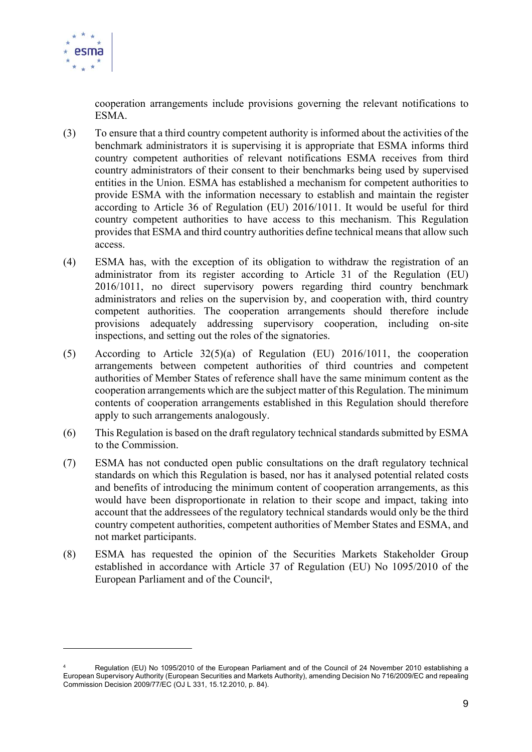cooperation arrangements include provisions governing the relevant notifications to ESMA.

(3) To ensure that a third country competent authority is informed about the activities of the benchmark administrators it is supervising it is appropriate that ESMA informs third country competent authorities of relevant notifications ESMA receives from third country administrators of their consent to their benchmarks being used by supervised entities in the Union. ESMA has established a mechanism for competent authorities to provide ESMA with the information necessary to establish and maintain the register according to Article 36 of Regulation (EU) 2016/1011. It would be useful for third country competent authorities to have access to this mechanism. This Regulation provides that ESMA and third country authorities define technical means that allow such access.

(4) ESMA has, with the exception of its obligation to withdraw the registration of an administrator from its register according to Article 31 of the Regulation (EU) 2016/1011, no direct supervisory powers regarding third country benchmark administrators and relies on the supervision by, and cooperation with, third country competent authorities. The cooperation arrangements should therefore include provisions adequately addressing supervisory cooperation, including on-site inspections, and setting out the roles of the signatories.

(5) According to Article 32(5)(a) of Regulation (EU) 2016/1011, the cooperation arrangements between competent authorities of third countries and competent authorities of Member States of reference shall have the same minimum content as the cooperation arrangements which are the subject matter of this Regulation. The minimum contents of cooperation arrangements established in this Regulation should therefore apply to such arrangements analogously.

(6) This Regulation is based on the draft regulatory technical standards submitted by ESMA to the Commission.

(7) ESMA has not conducted open public consultations on the draft regulatory technical standards on which this Regulation is based, nor has it analysed potential related costs and benefits of introducing the minimum content of cooperation arrangements, as this would have been disproportionate in relation to their scope and impact, taking into account that the addressees of the regulatory technical standards would only be the third country competent authorities, competent authorities of Member States and ESMA, and not market participants.

(8) ESMA has requested the opinion of the Securities Markets Stakeholder Group established in accordance with Article 37 of Regulation (EU) No 1095/2010 of the European Parliament and of the Council[4],

---

[4] Regulation (EU) No 1095/2010 of the European Parliament and of the Council of 24 November 2010 establishing a European Supervisory Authority (European Securities and Markets Authority), amending Decision No 716/2009/EC and repealing Commission Decision 2009/77/EC (OJ L 331, 15.12.2010, p. 84).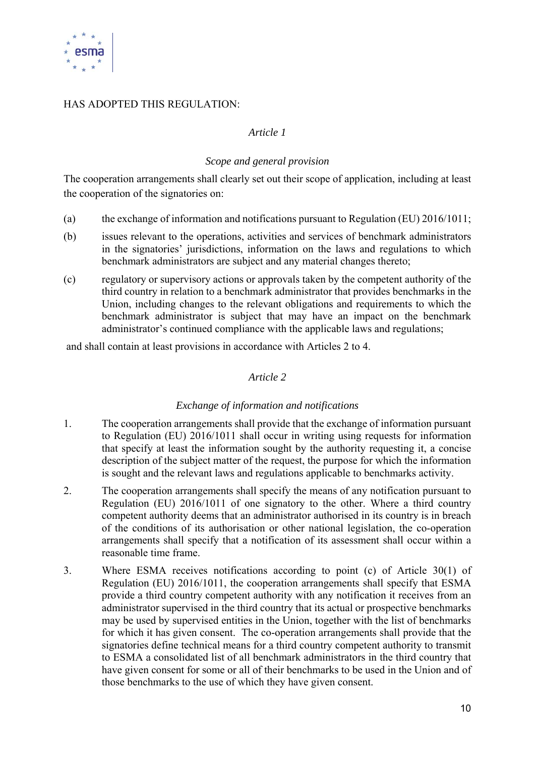HAS ADOPTED THIS REGULATION:

*Article 1*

*Scope and general provision*

The cooperation arrangements shall clearly set out their scope of application, including at least the cooperation of the signatories on:

(a) the exchange of information and notifications pursuant to Regulation (EU) 2016/1011;

(b) issues relevant to the operations, activities and services of benchmark administrators in the signatories' jurisdictions, information on the laws and regulations to which benchmark administrators are subject and any material changes thereto;

(c) regulatory or supervisory actions or approvals taken by the competent authority of the third country in relation to a benchmark administrator that provides benchmarks in the Union, including changes to the relevant obligations and requirements to which the benchmark administrator is subject that may have an impact on the benchmark administrator's continued compliance with the applicable laws and regulations;

and shall contain at least provisions in accordance with Articles 2 to 4.

*Article 2*

*Exchange of information and notifications*

1. The cooperation arrangements shall provide that the exchange of information pursuant to Regulation (EU) 2016/1011 shall occur in writing using requests for information that specify at least the information sought by the authority requesting it, a concise description of the subject matter of the request, the purpose for which the information is sought and the relevant laws and regulations applicable to benchmarks activity.

2. The cooperation arrangements shall specify the means of any notification pursuant to Regulation (EU) 2016/1011 of one signatory to the other. Where a third country competent authority deems that an administrator authorised in its country is in breach of the conditions of its authorisation or other national legislation, the co-operation arrangements shall specify that a notification of its assessment shall occur within a reasonable time frame.

3. Where ESMA receives notifications according to point (c) of Article 30(1) of Regulation (EU) 2016/1011, the cooperation arrangements shall specify that ESMA provide a third country competent authority with any notification it receives from an administrator supervised in the third country that its actual or prospective benchmarks may be used by supervised entities in the Union, together with the list of benchmarks for which it has given consent. The co-operation arrangements shall provide that the signatories define technical means for a third country competent authority to transmit to ESMA a consolidated list of all benchmark administrators in the third country that have given consent for some or all of their benchmarks to be used in the Union and of those benchmarks to the use of which they have given consent.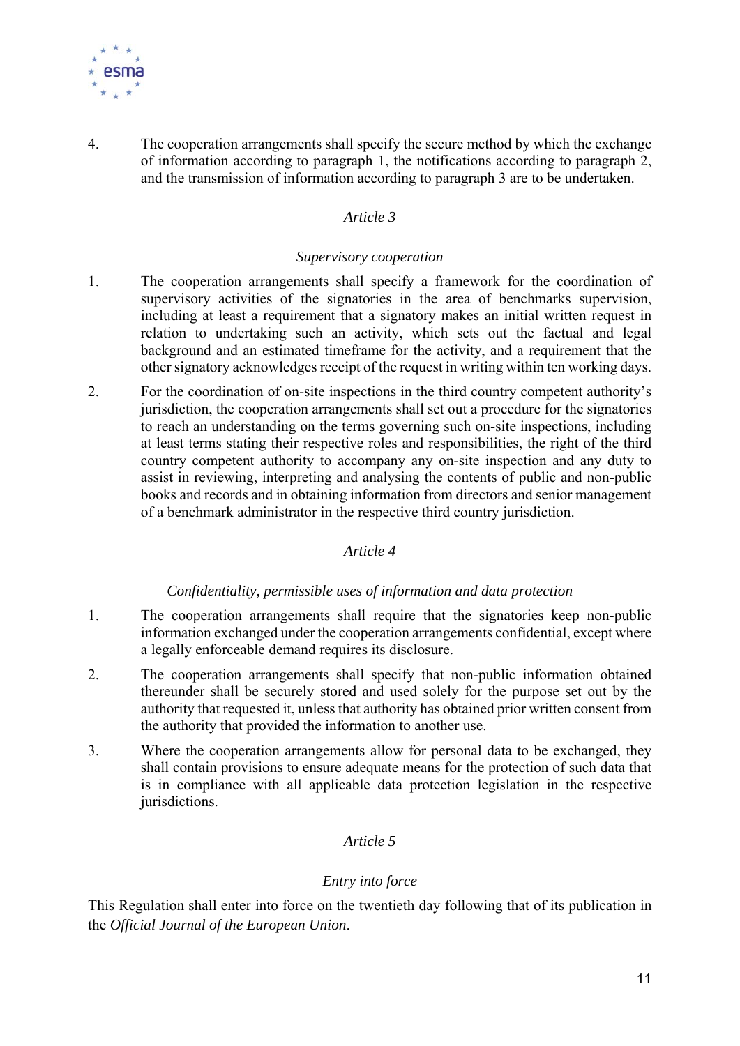4. The cooperation arrangements shall specify the secure method by which the exchange of information according to paragraph 1, the notifications according to paragraph 2, and the transmission of information according to paragraph 3 are to be undertaken.

*Article 3*

*Supervisory cooperation*

1. The cooperation arrangements shall specify a framework for the coordination of supervisory activities of the signatories in the area of benchmarks supervision, including at least a requirement that a signatory makes an initial written request in relation to undertaking such an activity, which sets out the factual and legal background and an estimated timeframe for the activity, and a requirement that the other signatory acknowledges receipt of the request in writing within ten working days.

2. For the coordination of on-site inspections in the third country competent authority's jurisdiction, the cooperation arrangements shall set out a procedure for the signatories to reach an understanding on the terms governing such on-site inspections, including at least terms stating their respective roles and responsibilities, the right of the third country competent authority to accompany any on-site inspection and any duty to assist in reviewing, interpreting and analysing the contents of public and non-public books and records and in obtaining information from directors and senior management of a benchmark administrator in the respective third country jurisdiction.

*Article 4*

*Confidentiality, permissible uses of information and data protection*

1. The cooperation arrangements shall require that the signatories keep non-public information exchanged under the cooperation arrangements confidential, except where a legally enforceable demand requires its disclosure.

2. The cooperation arrangements shall specify that non-public information obtained thereunder shall be securely stored and used solely for the purpose set out by the authority that requested it, unless that authority has obtained prior written consent from the authority that provided the information to another use.

3. Where the cooperation arrangements allow for personal data to be exchanged, they shall contain provisions to ensure adequate means for the protection of such data that is in compliance with all applicable data protection legislation in the respective jurisdictions.

*Article 5*

*Entry into force*

This Regulation shall enter into force on the twentieth day following that of its publication in the *Official Journal of the European Union*.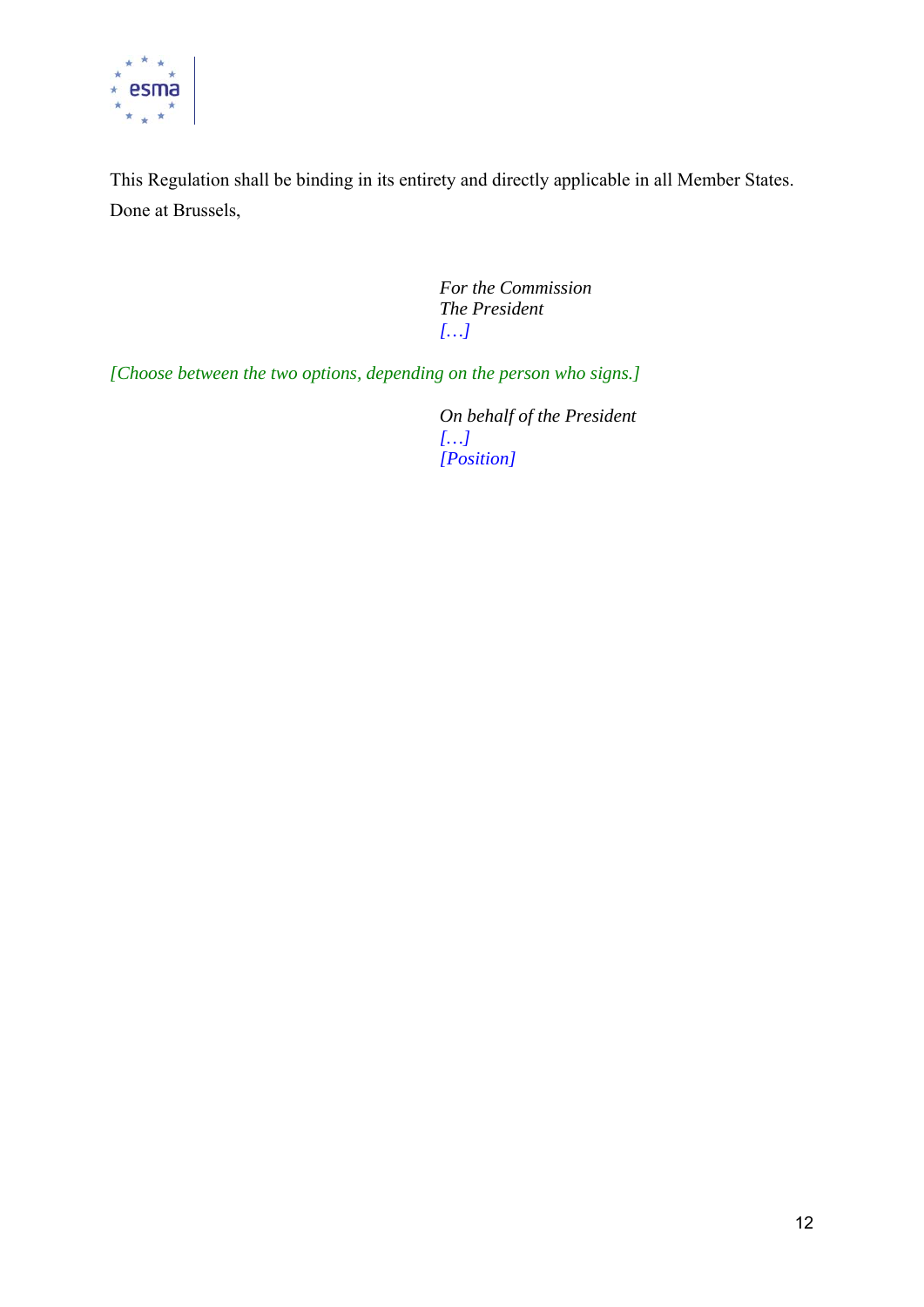This Regulation shall be binding in its entirety and directly applicable in all Member States.

Done at Brussels,

*For the Commission*
*The President*
*[…]*

*[Choose between the two options, depending on the person who signs.]*

*On behalf of the President*
*[…]*
*[Position]*